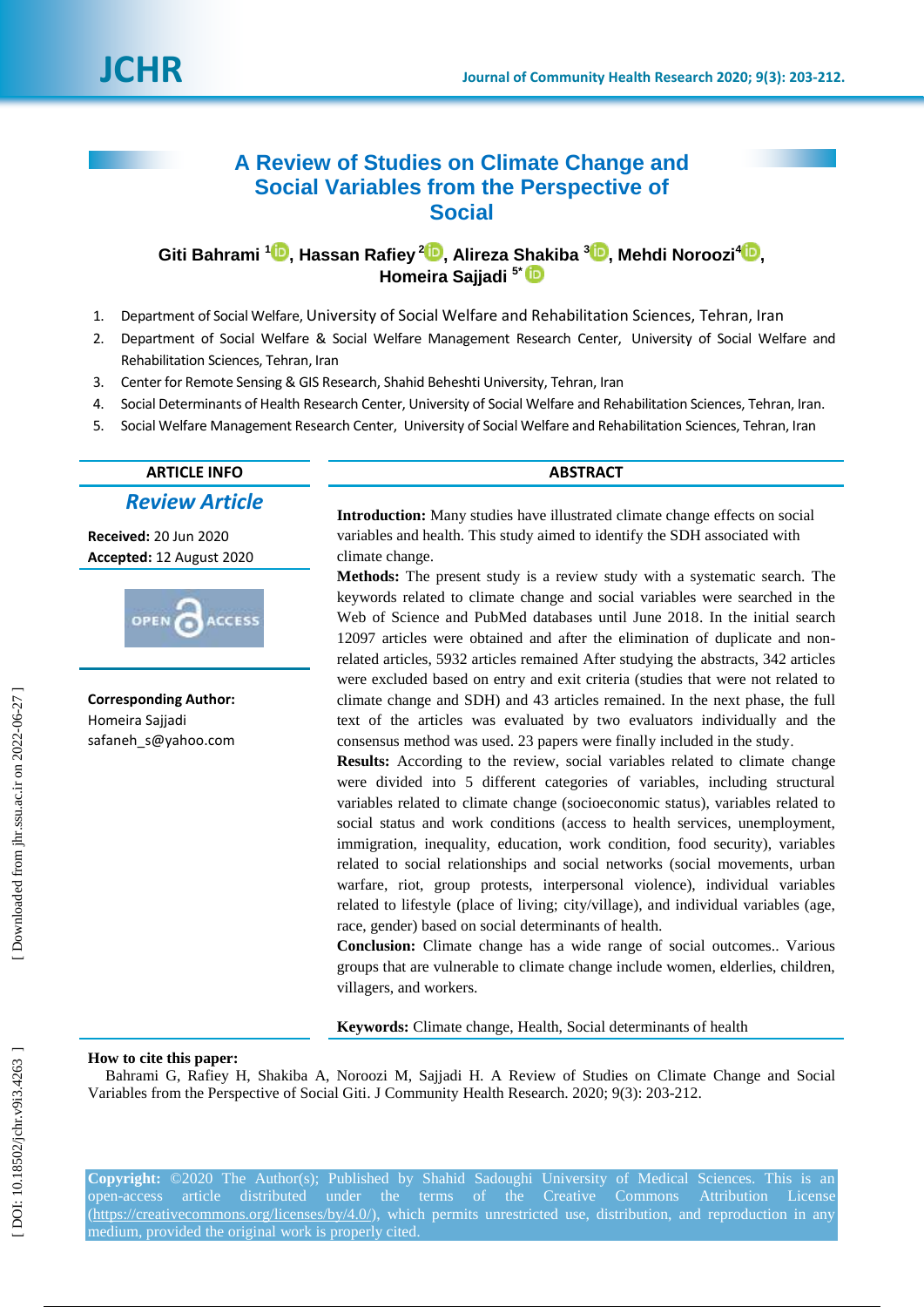# A Review of Studies on Climate Change and Social Variables from the Perspective of Social

**Giti Bahrami [1], Hassan Rafiey [2], Alireza Shakiba [3], Mehdi Noroozi [4], Homeira Sajjadi [5*]**

1. Department of Social Welfare, University of Social Welfare and Rehabilitation Sciences, Tehran, Iran
2. Department of Social Welfare & Social Welfare Management Research Center, University of Social Welfare and Rehabilitation Sciences, Tehran, Iran
3. Center for Remote Sensing & GIS Research, Shahid Beheshti University, Tehran, Iran
4. Social Determinants of Health Research Center, University of Social Welfare and Rehabilitation Sciences, Tehran, Iran.
5. Social Welfare Management Research Center, University of Social Welfare and Rehabilitation Sciences, Tehran, Iran

## ARTICLE INFO

***Review Article***

**Received:** 20 Jun 2020
**Accepted:** 12 August 2020

OPEN ACCESS

**Corresponding Author:**
Homeira Sajjadi
safaneh_s@yahoo.com

## ABSTRACT

**Introduction:** Many studies have illustrated climate change effects on social variables and health. This study aimed to identify the SDH associated with climate change.

**Methods:** The present study is a review study with a systematic search. The keywords related to climate change and social variables were searched in the Web of Science and PubMed databases until June 2018. In the initial search 12097 articles were obtained and after the elimination of duplicate and non-related articles, 5932 articles remained After studying the abstracts, 342 articles were excluded based on entry and exit criteria (studies that were not related to climate change and SDH) and 43 articles remained. In the next phase, the full text of the articles was evaluated by two evaluators individually and the consensus method was used. 23 papers were finally included in the study.

**Results:** According to the review, social variables related to climate change were divided into 5 different categories of variables, including structural variables related to climate change (socioeconomic status), variables related to social status and work conditions (access to health services, unemployment, immigration, inequality, education, work condition, food security), variables related to social relationships and social networks (social movements, urban warfare, riot, group protests, interpersonal violence), individual variables related to lifestyle (place of living; city/village), and individual variables (age, race, gender) based on social determinants of health.

**Conclusion:** Climate change has a wide range of social outcomes.. Various groups that are vulnerable to climate change include women, elderlies, children, villagers, and workers.

**Keywords:** Climate change, Health, Social determinants of health

**How to cite this paper:**
Bahrami G, Rafiey H, Shakiba A, Noroozi M, Sajjadi H. A Review of Studies on Climate Change and Social Variables from the Perspective of Social Giti. J Community Health Research. 2020; 9(3): 203-212.

**Copyright:** ©2020 The Author(s); Published by Shahid Sadoughi University of Medical Sciences. This is an open-access article distributed under the terms of the Creative Commons Attribution License (https://creativecommons.org/licenses/by/4.0/), which permits unrestricted use, distribution, and reproduction in any medium, provided the original work is properly cited.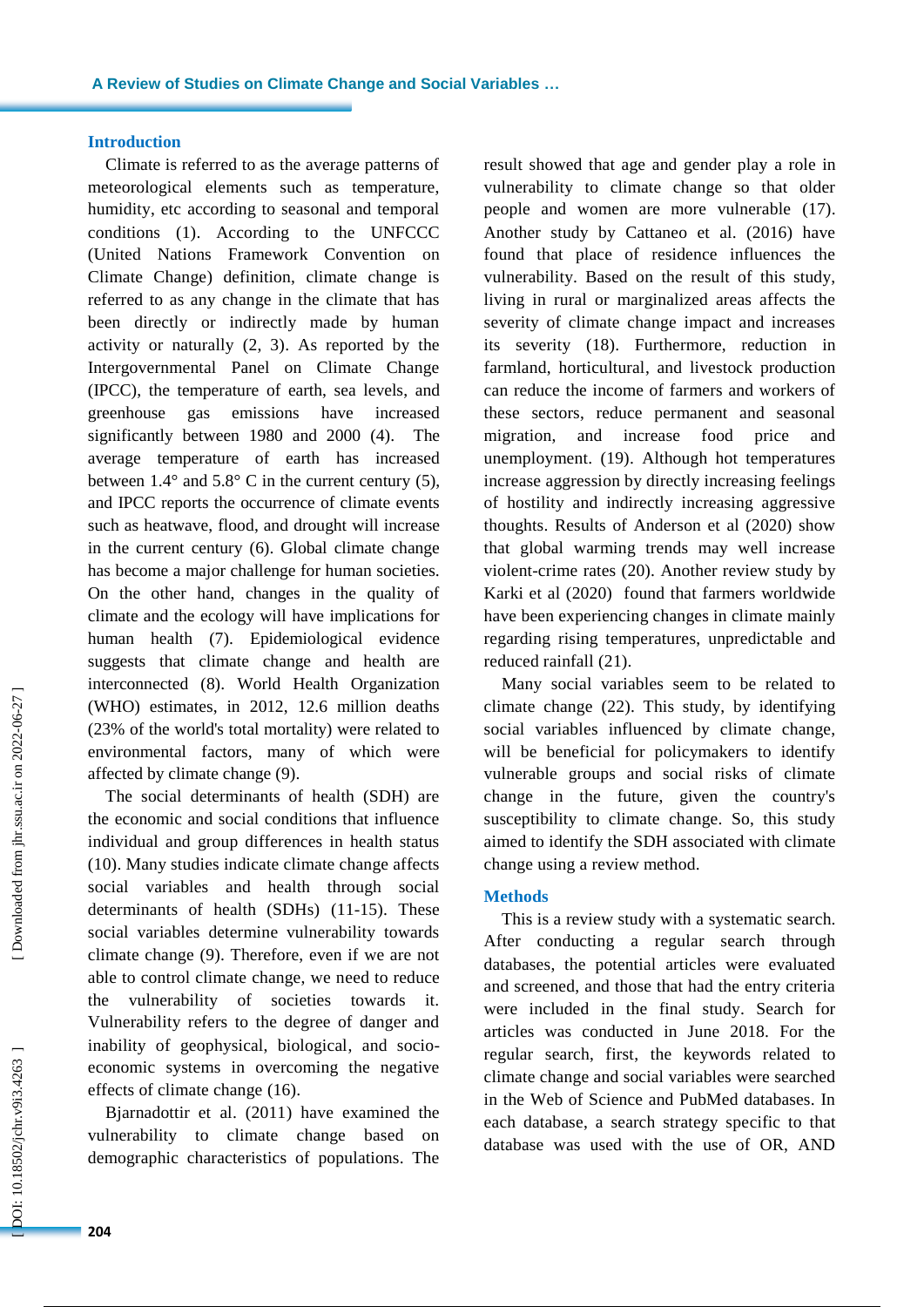## Introduction

Climate is referred to as the average patterns of meteorological elements such as temperature, humidity, etc according to seasonal and temporal conditions (1). According to the UNFCCC (United Nations Framework Convention on Climate Change) definition, climate change is referred to as any change in the climate that has been directly or indirectly made by human activity or naturally (2, 3). As reported by the Intergovernmental Panel on Climate Change (IPCC), the temperature of earth, sea levels, and greenhouse gas emissions have increased significantly between 1980 and 2000 (4). The average temperature of earth has increased between 1.4° and 5.8° C in the current century (5), and IPCC reports the occurrence of climate events such as heatwave, flood, and drought will increase in the current century (6). Global climate change has become a major challenge for human societies. On the other hand, changes in the quality of climate and the ecology will have implications for human health (7). Epidemiological evidence suggests that climate change and health are interconnected (8). World Health Organization (WHO) estimates, in 2012, 12.6 million deaths (23% of the world's total mortality) were related to environmental factors, many of which were affected by climate change (9).

The social determinants of health (SDH) are the economic and social conditions that influence individual and group differences in health status (10). Many studies indicate climate change affects social variables and health through social determinants of health (SDHs) (11-15). These social variables determine vulnerability towards climate change (9). Therefore, even if we are not able to control climate change, we need to reduce the vulnerability of societies towards it. Vulnerability refers to the degree of danger and inability of geophysical, biological, and socio-economic systems in overcoming the negative effects of climate change (16).

Bjarnadottir et al. (2011) have examined the vulnerability to climate change based on demographic characteristics of populations. The result showed that age and gender play a role in vulnerability to climate change so that older people and women are more vulnerable (17). Another study by Cattaneo et al. (2016) have found that place of residence influences the vulnerability. Based on the result of this study, living in rural or marginalized areas affects the severity of climate change impact and increases its severity (18). Furthermore, reduction in farmland, horticultural, and livestock production can reduce the income of farmers and workers of these sectors, reduce permanent and seasonal migration, and increase food price and unemployment. (19). Although hot temperatures increase aggression by directly increasing feelings of hostility and indirectly increasing aggressive thoughts. Results of Anderson et al (2020) show that global warming trends may well increase violent-crime rates (20). Another review study by Karki et al (2020) found that farmers worldwide have been experiencing changes in climate mainly regarding rising temperatures, unpredictable and reduced rainfall (21).

Many social variables seem to be related to climate change (22). This study, by identifying social variables influenced by climate change, will be beneficial for policymakers to identify vulnerable groups and social risks of climate change in the future, given the country's susceptibility to climate change. So, this study aimed to identify the SDH associated with climate change using a review method.

## Methods

This is a review study with a systematic search. After conducting a regular search through databases, the potential articles were evaluated and screened, and those that had the entry criteria were included in the final study. Search for articles was conducted in June 2018. For the regular search, first, the keywords related to climate change and social variables were searched in the Web of Science and PubMed databases. In each database, a search strategy specific to that database was used with the use of OR, AND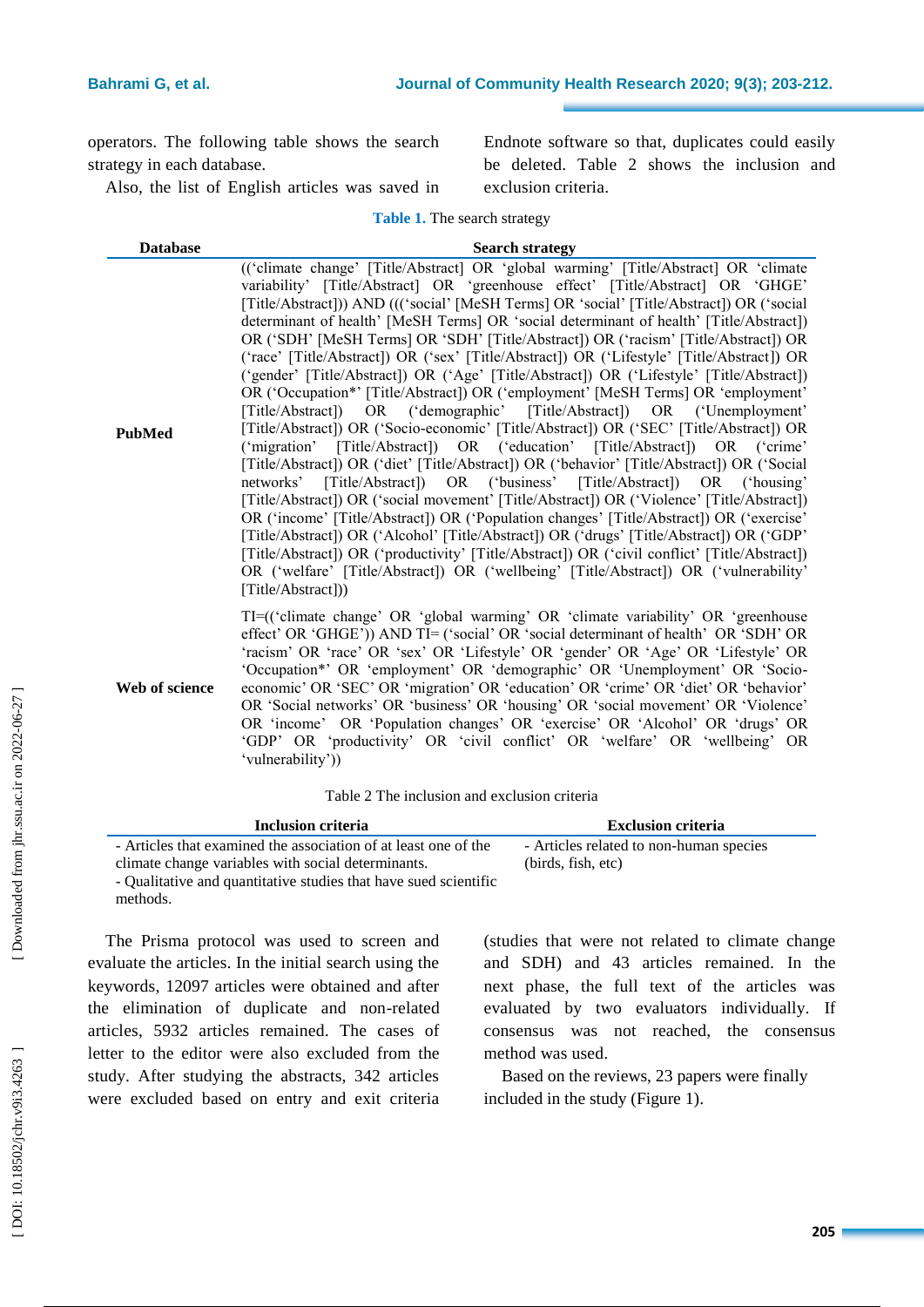operators. The following table shows the search strategy in each database.

Also, the list of English articles was saved in Endnote software so that, duplicates could easily be deleted. Table 2 shows the inclusion and exclusion criteria.

**Table 1.** The search strategy

| Database | Search strategy |
|---|---|
| **PubMed** | ((‘climate change’ [Title/Abstract] OR ‘global warming’ [Title/Abstract] OR ‘climate variability’ [Title/Abstract] OR ‘greenhouse effect’ [Title/Abstract] OR ‘GHGE’ [Title/Abstract])) AND (((‘social’ [MeSH Terms] OR ‘social’ [Title/Abstract]) OR (‘social determinant of health’ [MeSH Terms] OR ‘social determinant of health’ [Title/Abstract]) OR (‘SDH’ [MeSH Terms] OR ‘SDH’ [Title/Abstract]) OR (‘racism’ [Title/Abstract]) OR (‘race’ [Title/Abstract]) OR (‘sex’ [Title/Abstract]) OR (‘Lifestyle’ [Title/Abstract]) OR (‘gender’ [Title/Abstract]) OR (‘Age’ [Title/Abstract]) OR (‘Lifestyle’ [Title/Abstract]) OR (‘Occupation*’ [Title/Abstract]) OR (‘employment’ [MeSH Terms] OR ‘employment’ [Title/Abstract]) OR (‘demographic’ [Title/Abstract]) OR (‘Unemployment’ [Title/Abstract]) OR (‘Socio-economic’ [Title/Abstract]) OR (‘SEC’ [Title/Abstract]) OR (‘migration’ [Title/Abstract]) OR (‘education’ [Title/Abstract]) OR (‘crime’ [Title/Abstract]) OR (‘diet’ [Title/Abstract]) OR (‘behavior’ [Title/Abstract]) OR (‘Social networks’ [Title/Abstract]) OR (‘business’ [Title/Abstract]) OR (‘housing’ [Title/Abstract]) OR (‘social movement’ [Title/Abstract]) OR (‘Violence’ [Title/Abstract]) OR (‘income’ [Title/Abstract]) OR (‘Population changes’ [Title/Abstract]) OR (‘exercise’ [Title/Abstract]) OR (‘Alcohol’ [Title/Abstract]) OR (‘drugs’ [Title/Abstract]) OR (‘GDP’ [Title/Abstract]) OR (‘productivity’ [Title/Abstract]) OR (‘civil conflict’ [Title/Abstract]) OR (‘welfare’ [Title/Abstract]) OR (‘wellbeing’ [Title/Abstract]) OR (‘vulnerability’ [Title/Abstract])) |
| **Web of science** | TI=((‘climate change’ OR ‘global warming’ OR ‘climate variability’ OR ‘greenhouse effect’ OR ‘GHGE’)) AND TI= (‘social’ OR ‘social determinant of health’ OR ‘SDH’ OR ‘racism’ OR ‘race’ OR ‘sex’ OR ‘Lifestyle’ OR ‘gender’ OR ‘Age’ OR ‘Lifestyle’ OR ‘Occupation*’ OR ‘employment’ OR ‘demographic’ OR ‘Unemployment’ OR ‘Socio-economic’ OR ‘SEC’ OR ‘migration’ OR ‘education’ OR ‘crime’ OR ‘diet’ OR ‘behavior’ OR ‘Social networks’ OR ‘business’ OR ‘housing’ OR ‘social movement’ OR ‘Violence’ OR ‘income’ OR ‘Population changes’ OR ‘exercise’ OR ‘Alcohol’ OR ‘drugs’ OR ‘GDP’ OR ‘productivity’ OR ‘civil conflict’ OR ‘welfare’ OR ‘wellbeing’ OR ‘vulnerability’)) |

Table 2 The inclusion and exclusion criteria

| Inclusion criteria | Exclusion criteria |
|---|---|
| - Articles that examined the association of at least one of the climate change variables with social determinants.<br>- Qualitative and quantitative studies that have sued scientific methods. | - Articles related to non-human species (birds, fish, etc) |

The Prisma protocol was used to screen and evaluate the articles. In the initial search using the keywords, 12097 articles were obtained and after the elimination of duplicate and non-related articles, 5932 articles remained. The cases of letter to the editor were also excluded from the study. After studying the abstracts, 342 articles were excluded based on entry and exit criteria (studies that were not related to climate change and SDH) and 43 articles remained. In the next phase, the full text of the articles was evaluated by two evaluators individually. If consensus was not reached, the consensus method was used.

Based on the reviews, 23 papers were finally included in the study (Figure 1).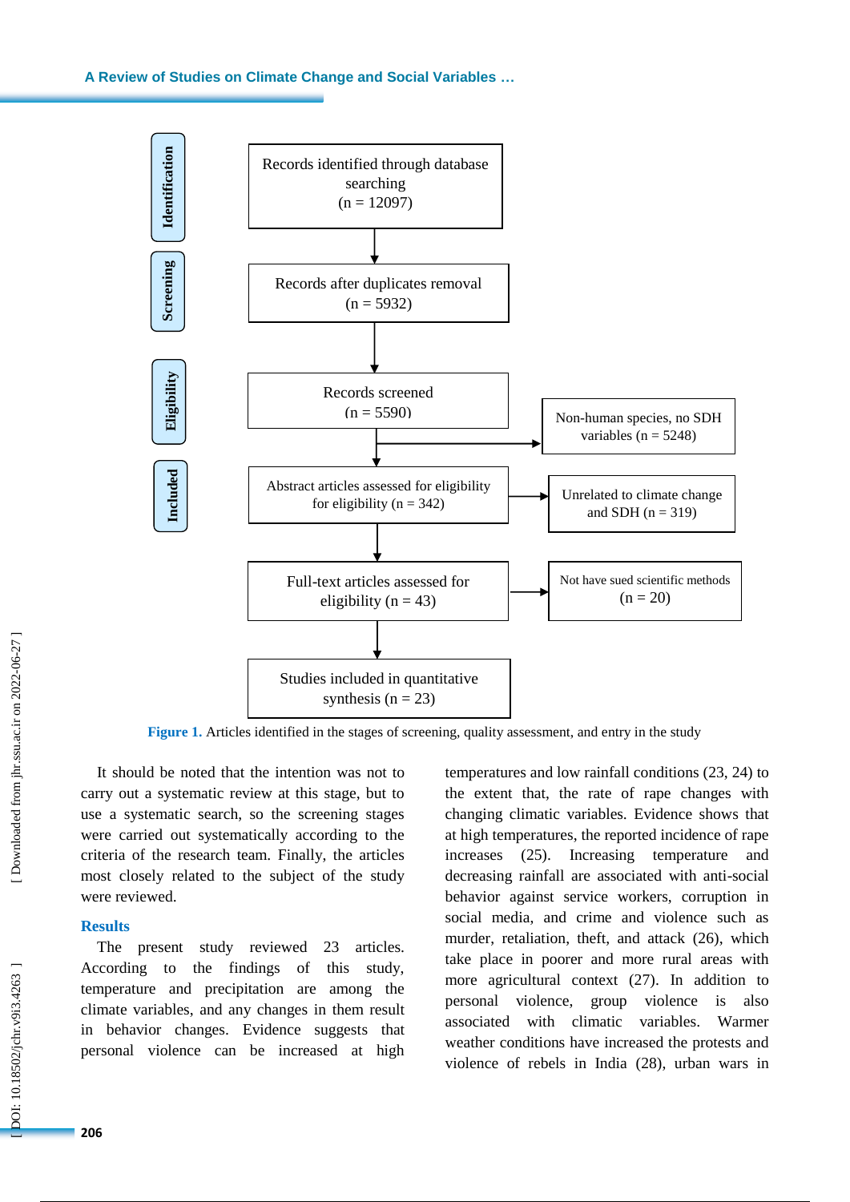Identification

Screening

Eligibility

Included

Records identified through database searching (n = 12097)

Records after duplicates removal (n = 5932)

Records screened (n = 5590)

Non-human species, no SDH variables (n = 5248)

Abstract articles assessed for eligibility for eligibility (n = 342)

Unrelated to climate change and SDH (n = 319)

Full-text articles assessed for eligibility (n = 43)

Not have sued scientific methods (n = 20)

Studies included in quantitative synthesis (n = 23)

**Figure 1.** Articles identified in the stages of screening, quality assessment, and entry in the study

It should be noted that the intention was not to carry out a systematic review at this stage, but to use a systematic search, so the screening stages were carried out systematically according to the criteria of the research team. Finally, the articles most closely related to the subject of the study were reviewed.

## Results

The present study reviewed 23 articles. According to the findings of this study, temperature and precipitation are among the climate variables, and any changes in them result in behavior changes. Evidence suggests that personal violence can be increased at high temperatures and low rainfall conditions (23, 24) to the extent that, the rate of rape changes with changing climatic variables. Evidence shows that at high temperatures, the reported incidence of rape increases (25). Increasing temperature and decreasing rainfall are associated with anti-social behavior against service workers, corruption in social media, and crime and violence such as murder, retaliation, theft, and attack (26), which take place in poorer and more rural areas with more agricultural context (27). In addition to personal violence, group violence is also associated with climatic variables. Warmer weather conditions have increased the protests and violence of rebels in India (28), urban wars in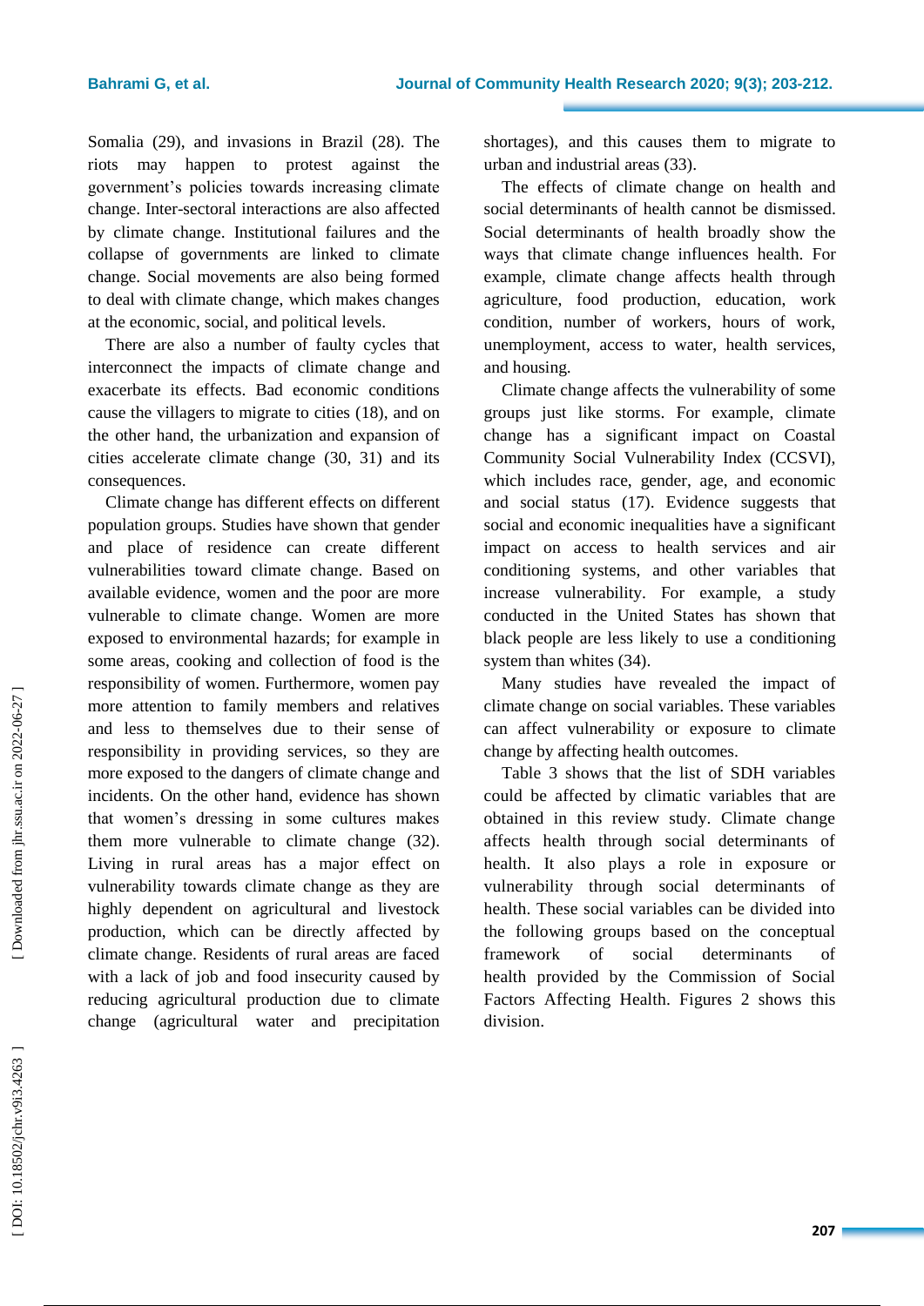Somalia (29), and invasions in Brazil (28). The riots may happen to protest against the government's policies towards increasing climate change. Inter-sectoral interactions are also affected by climate change. Institutional failures and the collapse of governments are linked to climate change. Social movements are also being formed to deal with climate change, which makes changes at the economic, social, and political levels.

There are also a number of faulty cycles that interconnect the impacts of climate change and exacerbate its effects. Bad economic conditions cause the villagers to migrate to cities (18), and on the other hand, the urbanization and expansion of cities accelerate climate change (30, 31) and its consequences.

Climate change has different effects on different population groups. Studies have shown that gender and place of residence can create different vulnerabilities toward climate change. Based on available evidence, women and the poor are more vulnerable to climate change. Women are more exposed to environmental hazards; for example in some areas, cooking and collection of food is the responsibility of women. Furthermore, women pay more attention to family members and relatives and less to themselves due to their sense of responsibility in providing services, so they are more exposed to the dangers of climate change and incidents. On the other hand, evidence has shown that women's dressing in some cultures makes them more vulnerable to climate change (32). Living in rural areas has a major effect on vulnerability towards climate change as they are highly dependent on agricultural and livestock production, which can be directly affected by climate change. Residents of rural areas are faced with a lack of job and food insecurity caused by reducing agricultural production due to climate change (agricultural water and precipitation shortages), and this causes them to migrate to urban and industrial areas (33).

The effects of climate change on health and social determinants of health cannot be dismissed. Social determinants of health broadly show the ways that climate change influences health. For example, climate change affects health through agriculture, food production, education, work condition, number of workers, hours of work, unemployment, access to water, health services, and housing.

Climate change affects the vulnerability of some groups just like storms. For example, climate change has a significant impact on Coastal Community Social Vulnerability Index (CCSVI), which includes race, gender, age, and economic and social status (17). Evidence suggests that social and economic inequalities have a significant impact on access to health services and air conditioning systems, and other variables that increase vulnerability. For example, a study conducted in the United States has shown that black people are less likely to use a conditioning system than whites (34).

Many studies have revealed the impact of climate change on social variables. These variables can affect vulnerability or exposure to climate change by affecting health outcomes.

Table 3 shows that the list of SDH variables could be affected by climatic variables that are obtained in this review study. Climate change affects health through social determinants of health. It also plays a role in exposure or vulnerability through social determinants of health. These social variables can be divided into the following groups based on the conceptual framework of social determinants of health provided by the Commission of Social Factors Affecting Health. Figures 2 shows this division.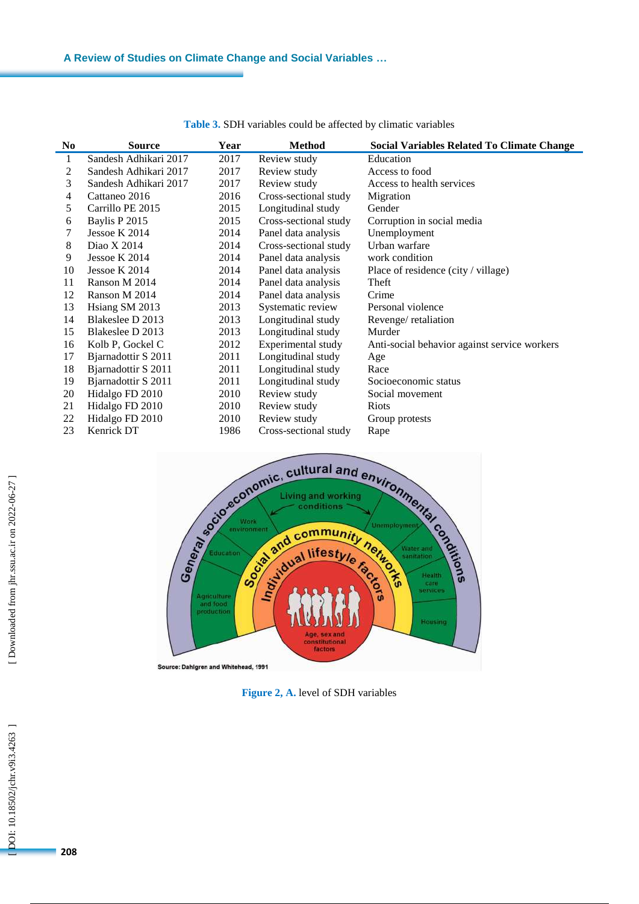**Table 3.** SDH variables could be affected by climatic variables

| No | Source | Year | Method | Social Variables Related To Climate Change |
|---|---|---|---|---|
| 1 | Sandesh Adhikari 2017 | 2017 | Review study | Education |
| 2 | Sandesh Adhikari 2017 | 2017 | Review study | Access to food |
| 3 | Sandesh Adhikari 2017 | 2017 | Review study | Access to health services |
| 4 | Cattaneo 2016 | 2016 | Cross-sectional study | Migration |
| 5 | Carrillo PE 2015 | 2015 | Longitudinal study | Gender |
| 6 | Baylis P 2015 | 2015 | Cross-sectional study | Corruption in social media |
| 7 | Jessoe K 2014 | 2014 | Panel data analysis | Unemployment |
| 8 | Diao X 2014 | 2014 | Cross-sectional study | Urban warfare |
| 9 | Jessoe K 2014 | 2014 | Panel data analysis | work condition |
| 10 | Jessoe K 2014 | 2014 | Panel data analysis | Place of residence (city / village) |
| 11 | Ranson M 2014 | 2014 | Panel data analysis | Theft |
| 12 | Ranson M 2014 | 2014 | Panel data analysis | Crime |
| 13 | Hsiang SM 2013 | 2013 | Systematic review | Personal violence |
| 14 | Blakeslee D 2013 | 2013 | Longitudinal study | Revenge/ retaliation |
| 15 | Blakeslee D 2013 | 2013 | Longitudinal study | Murder |
| 16 | Kolb P, Gockel C | 2012 | Experimental study | Anti-social behavior against service workers |
| 17 | Bjarnadottir S 2011 | 2011 | Longitudinal study | Age |
| 18 | Bjarnadottir S 2011 | 2011 | Longitudinal study | Race |
| 19 | Bjarnadottir S 2011 | 2011 | Longitudinal study | Socioeconomic status |
| 20 | Hidalgo FD 2010 | 2010 | Review study | Social movement |
| 21 | Hidalgo FD 2010 | 2010 | Review study | Riots |
| 22 | Hidalgo FD 2010 | 2010 | Review study | Group protests |
| 23 | Kenrick DT | 1986 | Cross-sectional study | Rape |

**Figure 2, A.** level of SDH variables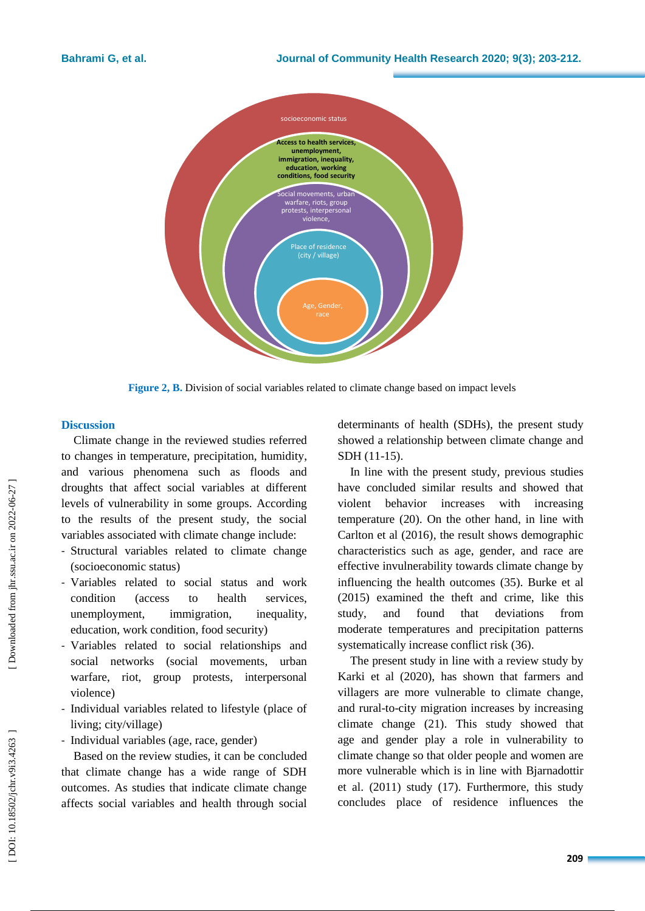socioeconomic status

**Access to health services, unemployment, immigration, inequality, education, working conditions, food security**

Social movements, urban warfare, riots, group protests, interpersonal violence,

Place of residence (city / village)

Age, Gender, race

**Figure 2, B.** Division of social variables related to climate change based on impact levels

## Discussion

Climate change in the reviewed studies referred to changes in temperature, precipitation, humidity, and various phenomena such as floods and droughts that affect social variables at different levels of vulnerability in some groups. According to the results of the present study, the social variables associated with climate change include:

- Structural variables related to climate change (socioeconomic status)
- Variables related to social status and work condition (access to health services, unemployment, immigration, inequality, education, work condition, food security)
- Variables related to social relationships and social networks (social movements, urban warfare, riot, group protests, interpersonal violence)
- Individual variables related to lifestyle (place of living; city/village)
- Individual variables (age, race, gender)

Based on the review studies, it can be concluded that climate change has a wide range of SDH outcomes. As studies that indicate climate change affects social variables and health through social determinants of health (SDHs), the present study showed a relationship between climate change and SDH (11-15).

In line with the present study, previous studies have concluded similar results and showed that violent behavior increases with increasing temperature (20). On the other hand, in line with Carlton et al (2016), the result shows demographic characteristics such as age, gender, and race are effective invulnerability towards climate change by influencing the health outcomes (35). Burke et al (2015) examined the theft and crime, like this study, and found that deviations from moderate temperatures and precipitation patterns systematically increase conflict risk (36).

The present study in line with a review study by Karki et al (2020), has shown that farmers and villagers are more vulnerable to climate change, and rural-to-city migration increases by increasing climate change (21). This study showed that age and gender play a role in vulnerability to climate change so that older people and women are more vulnerable which is in line with Bjarnadottir et al. (2011) study (17). Furthermore, this study concludes place of residence influences the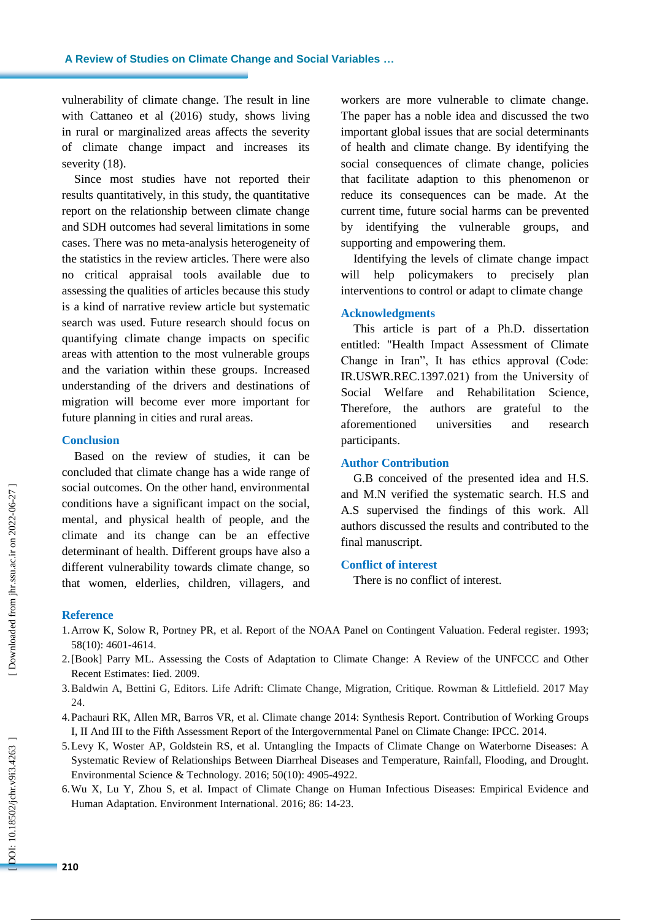vulnerability of climate change. The result in line with Cattaneo et al (2016) study, shows living in rural or marginalized areas affects the severity of climate change impact and increases its severity (18).

Since most studies have not reported their results quantitatively, in this study, the quantitative report on the relationship between climate change and SDH outcomes had several limitations in some cases. There was no meta-analysis heterogeneity of the statistics in the review articles. There were also no critical appraisal tools available due to assessing the qualities of articles because this study is a kind of narrative review article but systematic search was used. Future research should focus on quantifying climate change impacts on specific areas with attention to the most vulnerable groups and the variation within these groups. Increased understanding of the drivers and destinations of migration will become ever more important for future planning in cities and rural areas.

## Conclusion

Based on the review of studies, it can be concluded that climate change has a wide range of social outcomes. On the other hand, environmental conditions have a significant impact on the social, mental, and physical health of people, and the climate and its change can be effective determinant of health. Different groups have also a different vulnerability towards climate change, so that women, elderlies, children, villagers, and workers are more vulnerable to climate change. The paper has a noble idea and discussed the two important global issues that are social determinants of health and climate change. By identifying the social consequences of climate change, policies that facilitate adaption to this phenomenon or reduce its consequences can be made. At the current time, future social harms can be prevented by identifying the vulnerable groups, and supporting and empowering them.

Identifying the levels of climate change impact will help policymakers to precisely plan interventions to control or adapt to climate change

## Acknowledgments

This article is part of a Ph.D. dissertation entitled: "Health Impact Assessment of Climate Change in Iran", It has ethics approval (Code: IR.USWR.REC.1397.021) from the University of Social Welfare and Rehabilitation Science, Therefore, the authors are grateful to the aforementioned universities and research participants.

## Author Contribution

G.B conceived of the presented idea and H.S. and M.N verified the systematic search. H.S and A.S supervised the findings of this work. All authors discussed the results and contributed to the final manuscript.

## Conflict of interest

There is no conflict of interest.

## Reference

1. Arrow K, Solow R, Portney PR, et al. Report of the NOAA Panel on Contingent Valuation. Federal register. 1993; 58(10): 4601-4614.
2. [Book] Parry ML. Assessing the Costs of Adaptation to Climate Change: A Review of the UNFCCC and Other Recent Estimates: Iied. 2009.
3. Baldwin A, Bettini G, Editors. Life Adrift: Climate Change, Migration, Critique. Rowman & Littlefield. 2017 May 24.
4. Pachauri RK, Allen MR, Barros VR, et al. Climate change 2014: Synthesis Report. Contribution of Working Groups I, II And III to the Fifth Assessment Report of the Intergovernmental Panel on Climate Change: IPCC. 2014.
5. Levy K, Woster AP, Goldstein RS, et al. Untangling the Impacts of Climate Change on Waterborne Diseases: A Systematic Review of Relationships Between Diarrheal Diseases and Temperature, Rainfall, Flooding, and Drought. Environmental Science & Technology. 2016; 50(10): 4905-4922.
6. Wu X, Lu Y, Zhou S, et al. Impact of Climate Change on Human Infectious Diseases: Empirical Evidence and Human Adaptation. Environment International. 2016; 86: 14-23.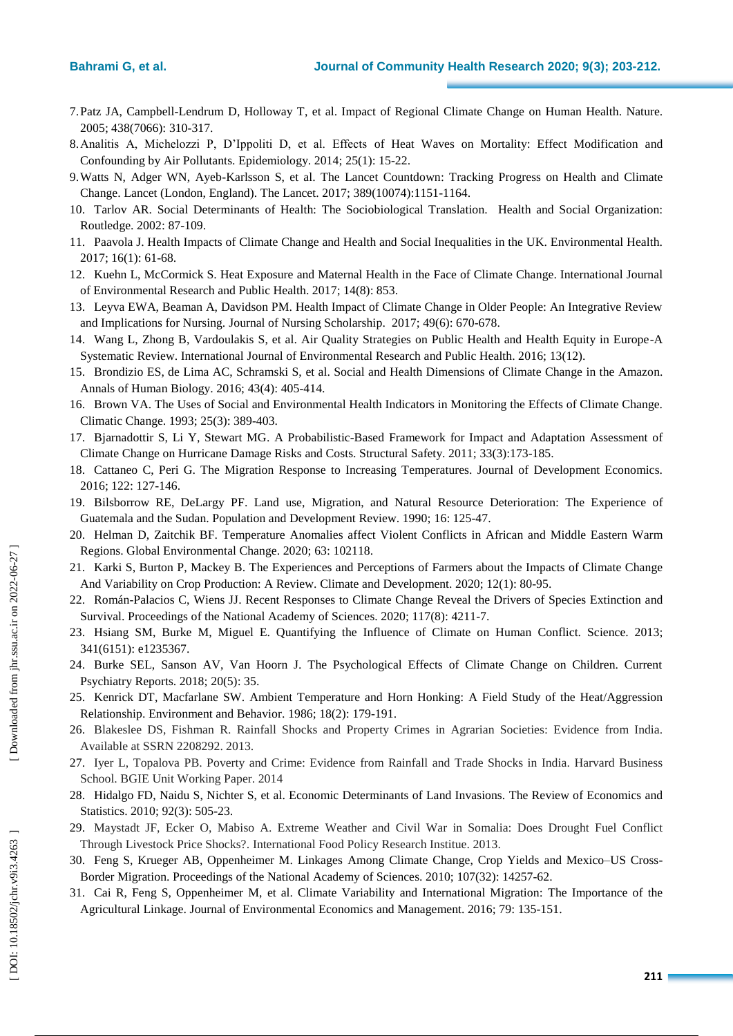7. Patz JA, Campbell-Lendrum D, Holloway T, et al. Impact of Regional Climate Change on Human Health. Nature. 2005; 438(7066): 310-317.
8. Analitis A, Michelozzi P, D'Ippoliti D, et al. Effects of Heat Waves on Mortality: Effect Modification and Confounding by Air Pollutants. Epidemiology. 2014; 25(1): 15-22.
9. Watts N, Adger WN, Ayeb-Karlsson S, et al. The Lancet Countdown: Tracking Progress on Health and Climate Change. Lancet (London, England). The Lancet. 2017; 389(10074):1151-1164.
10. Tarlov AR. Social Determinants of Health: The Sociobiological Translation. Health and Social Organization: Routledge. 2002: 87-109.
11. Paavola J. Health Impacts of Climate Change and Health and Social Inequalities in the UK. Environmental Health. 2017; 16(1): 61-68.
12. Kuehn L, McCormick S. Heat Exposure and Maternal Health in the Face of Climate Change. International Journal of Environmental Research and Public Health. 2017; 14(8): 853.
13. Leyva EWA, Beaman A, Davidson PM. Health Impact of Climate Change in Older People: An Integrative Review and Implications for Nursing. Journal of Nursing Scholarship. 2017; 49(6): 670-678.
14. Wang L, Zhong B, Vardoulakis S, et al. Air Quality Strategies on Public Health and Health Equity in Europe-A Systematic Review. International Journal of Environmental Research and Public Health. 2016; 13(12).
15. Brondizio ES, de Lima AC, Schramski S, et al. Social and Health Dimensions of Climate Change in the Amazon. Annals of Human Biology. 2016; 43(4): 405-414.
16. Brown VA. The Uses of Social and Environmental Health Indicators in Monitoring the Effects of Climate Change. Climatic Change. 1993; 25(3): 389-403.
17. Bjarnadottir S, Li Y, Stewart MG. A Probabilistic-Based Framework for Impact and Adaptation Assessment of Climate Change on Hurricane Damage Risks and Costs. Structural Safety. 2011; 33(3):173-185.
18. Cattaneo C, Peri G. The Migration Response to Increasing Temperatures. Journal of Development Economics. 2016; 122: 127-146.
19. Bilsborrow RE, DeLargy PF. Land use, Migration, and Natural Resource Deterioration: The Experience of Guatemala and the Sudan. Population and Development Review. 1990; 16: 125-47.
20. Helman D, Zaitchik BF. Temperature Anomalies affect Violent Conflicts in African and Middle Eastern Warm Regions. Global Environmental Change. 2020; 63: 102118.
21. Karki S, Burton P, Mackey B. The Experiences and Perceptions of Farmers about the Impacts of Climate Change And Variability on Crop Production: A Review. Climate and Development. 2020; 12(1): 80-95.
22. Román-Palacios C, Wiens JJ. Recent Responses to Climate Change Reveal the Drivers of Species Extinction and Survival. Proceedings of the National Academy of Sciences. 2020; 117(8): 4211-7.
23. Hsiang SM, Burke M, Miguel E. Quantifying the Influence of Climate on Human Conflict. Science. 2013; 341(6151): e1235367.
24. Burke SEL, Sanson AV, Van Hoorn J. The Psychological Effects of Climate Change on Children. Current Psychiatry Reports. 2018; 20(5): 35.
25. Kenrick DT, Macfarlane SW. Ambient Temperature and Horn Honking: A Field Study of the Heat/Aggression Relationship. Environment and Behavior. 1986; 18(2): 179-191.
26. Blakeslee DS, Fishman R. Rainfall Shocks and Property Crimes in Agrarian Societies: Evidence from India. Available at SSRN 2208292. 2013.
27. Iyer L, Topalova PB. Poverty and Crime: Evidence from Rainfall and Trade Shocks in India. Harvard Business School. BGIE Unit Working Paper. 2014
28. Hidalgo FD, Naidu S, Nichter S, et al. Economic Determinants of Land Invasions. The Review of Economics and Statistics. 2010; 92(3): 505-23.
29. Maystadt JF, Ecker O, Mabiso A. Extreme Weather and Civil War in Somalia: Does Drought Fuel Conflict Through Livestock Price Shocks?. International Food Policy Research Institue. 2013.
30. Feng S, Krueger AB, Oppenheimer M. Linkages Among Climate Change, Crop Yields and Mexico–US Cross-Border Migration. Proceedings of the National Academy of Sciences. 2010; 107(32): 14257-62.
31. Cai R, Feng S, Oppenheimer M, et al. Climate Variability and International Migration: The Importance of the Agricultural Linkage. Journal of Environmental Economics and Management. 2016; 79: 135-151.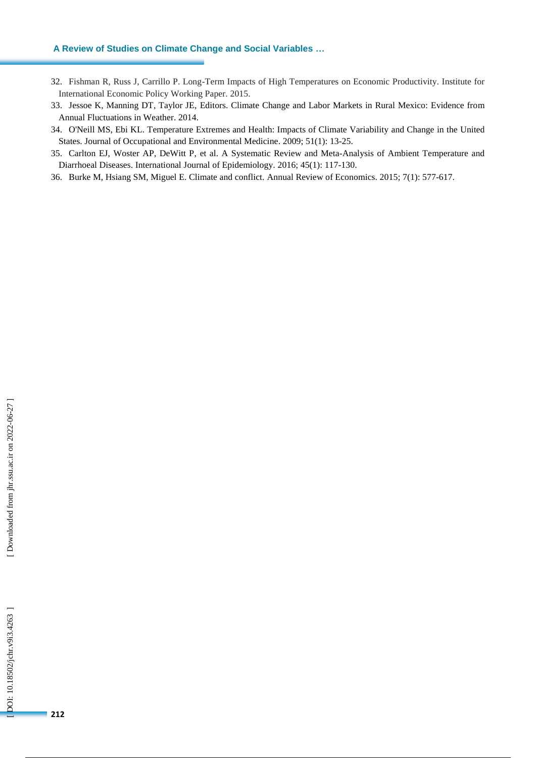32. Fishman R, Russ J, Carrillo P. Long-Term Impacts of High Temperatures on Economic Productivity. Institute for International Economic Policy Working Paper. 2015.
33. Jessoe K, Manning DT, Taylor JE, Editors. Climate Change and Labor Markets in Rural Mexico: Evidence from Annual Fluctuations in Weather. 2014.
34. O'Neill MS, Ebi KL. Temperature Extremes and Health: Impacts of Climate Variability and Change in the United States. Journal of Occupational and Environmental Medicine. 2009; 51(1): 13-25.
35. Carlton EJ, Woster AP, DeWitt P, et al. A Systematic Review and Meta-Analysis of Ambient Temperature and Diarrhoeal Diseases. International Journal of Epidemiology. 2016; 45(1): 117-130.
36. Burke M, Hsiang SM, Miguel E. Climate and conflict. Annual Review of Economics. 2015; 7(1): 577-617.